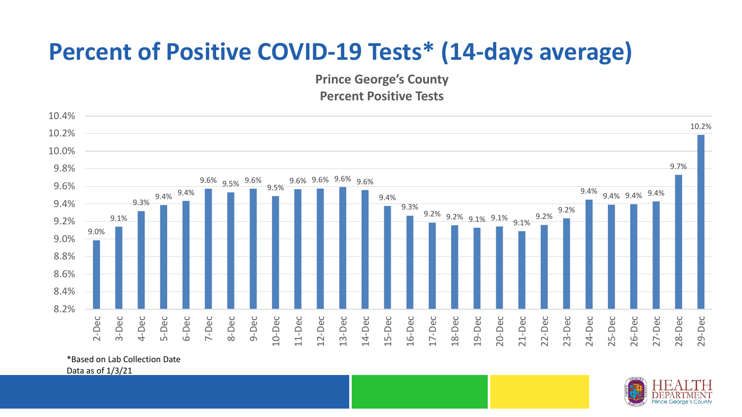# Percent of Positive COVID-19 Tests* (14-days average)

**Prince George's County**
**Percent Positive Tests**

| Date | Percent Positive |
|---|---|
| 2-Dec | 9.0% |
| 3-Dec | 9.1% |
| 4-Dec | 9.3% |
| 5-Dec | 9.4% |
| 6-Dec | 9.4% |
| 7-Dec | 9.6% |
| 8-Dec | 9.5% |
| 9-Dec | 9.6% |
| 10-Dec | 9.5% |
| 11-Dec | 9.6% |
| 12-Dec | 9.6% |
| 13-Dec | 9.6% |
| 14-Dec | 9.6% |
| 15-Dec | 9.4% |
| 16-Dec | 9.3% |
| 17-Dec | 9.2% |
| 18-Dec | 9.2% |
| 19-Dec | 9.1% |
| 20-Dec | 9.1% |
| 21-Dec | 9.1% |
| 22-Dec | 9.2% |
| 23-Dec | 9.2% |
| 24-Dec | 9.4% |
| 25-Dec | 9.4% |
| 26-Dec | 9.4% |
| 27-Dec | 9.4% |
| 28-Dec | 9.7% |
| 29-Dec | 10.2% |

*Based on Lab Collection Date
Data as of 1/3/21

HEALTH DEPARTMENT
Prince George's County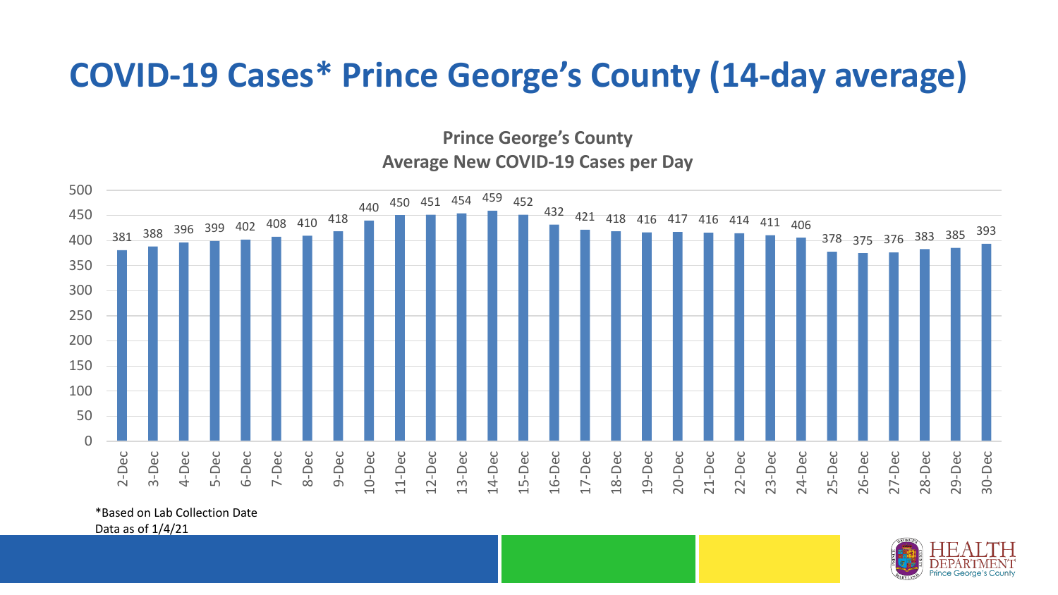# COVID-19 Cases* Prince George's County (14-day average)

**Prince George's County**
**Average New COVID-19 Cases per Day**

| Date | Average New Cases per Day |
|---|---|
| 2-Dec | 381 |
| 3-Dec | 388 |
| 4-Dec | 396 |
| 5-Dec | 399 |
| 6-Dec | 402 |
| 7-Dec | 408 |
| 8-Dec | 410 |
| 9-Dec | 418 |
| 10-Dec | 440 |
| 11-Dec | 450 |
| 12-Dec | 451 |
| 13-Dec | 454 |
| 14-Dec | 459 |
| 15-Dec | 452 |
| 16-Dec | 432 |
| 17-Dec | 421 |
| 18-Dec | 418 |
| 19-Dec | 416 |
| 20-Dec | 417 |
| 21-Dec | 416 |
| 22-Dec | 414 |
| 23-Dec | 411 |
| 24-Dec | 406 |
| 25-Dec | 378 |
| 26-Dec | 375 |
| 27-Dec | 376 |
| 28-Dec | 383 |
| 29-Dec | 385 |
| 30-Dec | 393 |

*Based on Lab Collection Date
Data as of 1/4/21

HEALTH DEPARTMENT Prince George's County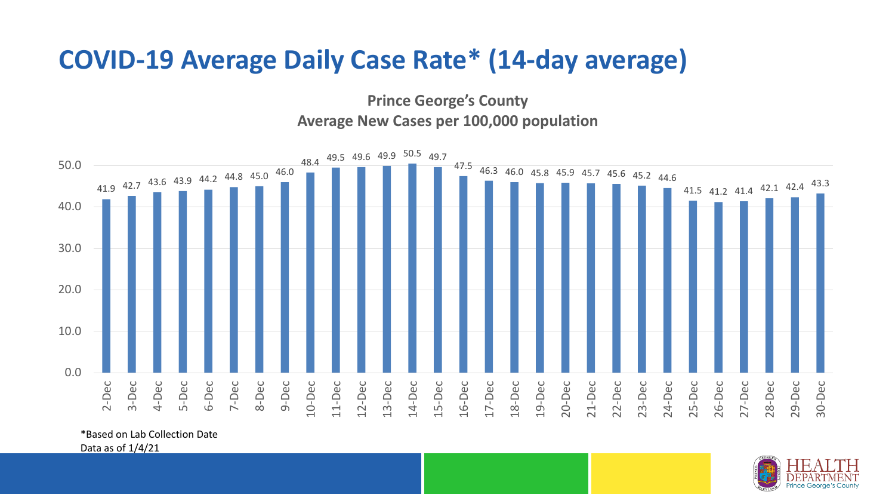# COVID-19 Average Daily Case Rate* (14-day average)

**Prince George's County**
**Average New Cases per 100,000 population**

50.0
40.0
30.0
20.0
10.0
0.0

41.9 42.7 43.6 43.9 44.2 44.8 45.0 46.0 48.4 49.5 49.6 49.9 50.5 49.7 47.5 46.3 46.0 45.8 45.9 45.7 45.6 45.2 44.6 41.5 41.2 41.4 42.1 42.4 43.3

2-Dec 3-Dec 4-Dec 5-Dec 6-Dec 7-Dec 8-Dec 9-Dec 10-Dec 11-Dec 12-Dec 13-Dec 14-Dec 15-Dec 16-Dec 17-Dec 18-Dec 19-Dec 20-Dec 21-Dec 22-Dec 23-Dec 24-Dec 25-Dec 26-Dec 27-Dec 28-Dec 29-Dec 30-Dec

*Based on Lab Collection Date
Data as of 1/4/21

HEALTH DEPARTMENT
Prince George's County